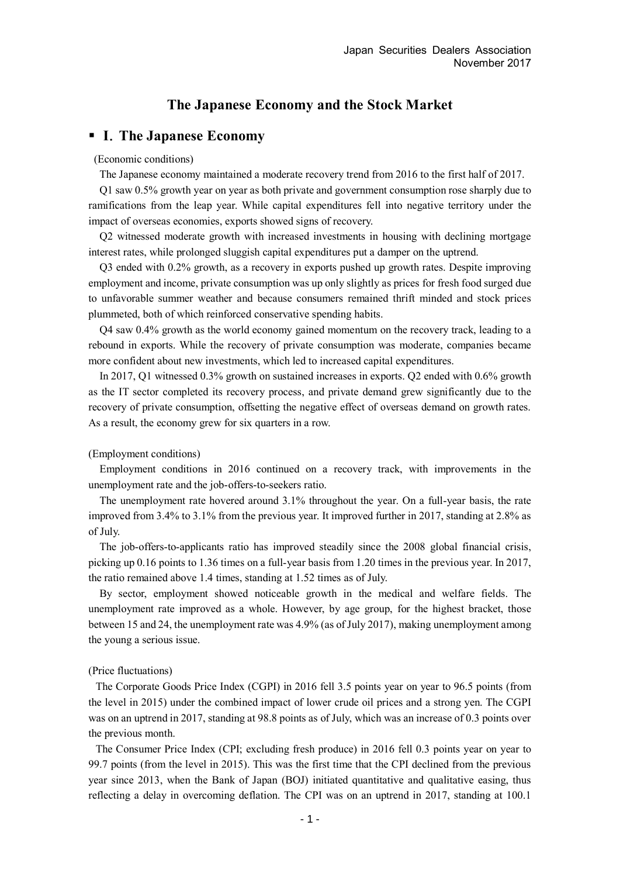Japan Securities Dealers Association
November 2017

# The Japanese Economy and the Stock Market

## ▪ I. The Japanese Economy

(Economic conditions)

The Japanese economy maintained a moderate recovery trend from 2016 to the first half of 2017.

Q1 saw 0.5% growth year on year as both private and government consumption rose sharply due to ramifications from the leap year. While capital expenditures fell into negative territory under the impact of overseas economies, exports showed signs of recovery.

Q2 witnessed moderate growth with increased investments in housing with declining mortgage interest rates, while prolonged sluggish capital expenditures put a damper on the uptrend.

Q3 ended with 0.2% growth, as a recovery in exports pushed up growth rates. Despite improving employment and income, private consumption was up only slightly as prices for fresh food surged due to unfavorable summer weather and because consumers remained thrift minded and stock prices plummeted, both of which reinforced conservative spending habits.

Q4 saw 0.4% growth as the world economy gained momentum on the recovery track, leading to a rebound in exports. While the recovery of private consumption was moderate, companies became more confident about new investments, which led to increased capital expenditures.

In 2017, Q1 witnessed 0.3% growth on sustained increases in exports. Q2 ended with 0.6% growth as the IT sector completed its recovery process, and private demand grew significantly due to the recovery of private consumption, offsetting the negative effect of overseas demand on growth rates. As a result, the economy grew for six quarters in a row.

(Employment conditions)

Employment conditions in 2016 continued on a recovery track, with improvements in the unemployment rate and the job-offers-to-seekers ratio.

The unemployment rate hovered around 3.1% throughout the year. On a full-year basis, the rate improved from 3.4% to 3.1% from the previous year. It improved further in 2017, standing at 2.8% as of July.

The job-offers-to-applicants ratio has improved steadily since the 2008 global financial crisis, picking up 0.16 points to 1.36 times on a full-year basis from 1.20 times in the previous year. In 2017, the ratio remained above 1.4 times, standing at 1.52 times as of July.

By sector, employment showed noticeable growth in the medical and welfare fields. The unemployment rate improved as a whole. However, by age group, for the highest bracket, those between 15 and 24, the unemployment rate was 4.9% (as of July 2017), making unemployment among the young a serious issue.

(Price fluctuations)

The Corporate Goods Price Index (CGPI) in 2016 fell 3.5 points year on year to 96.5 points (from the level in 2015) under the combined impact of lower crude oil prices and a strong yen. The CGPI was on an uptrend in 2017, standing at 98.8 points as of July, which was an increase of 0.3 points over the previous month.

The Consumer Price Index (CPI; excluding fresh produce) in 2016 fell 0.3 points year on year to 99.7 points (from the level in 2015). This was the first time that the CPI declined from the previous year since 2013, when the Bank of Japan (BOJ) initiated quantitative and qualitative easing, thus reflecting a delay in overcoming deflation. The CPI was on an uptrend in 2017, standing at 100.1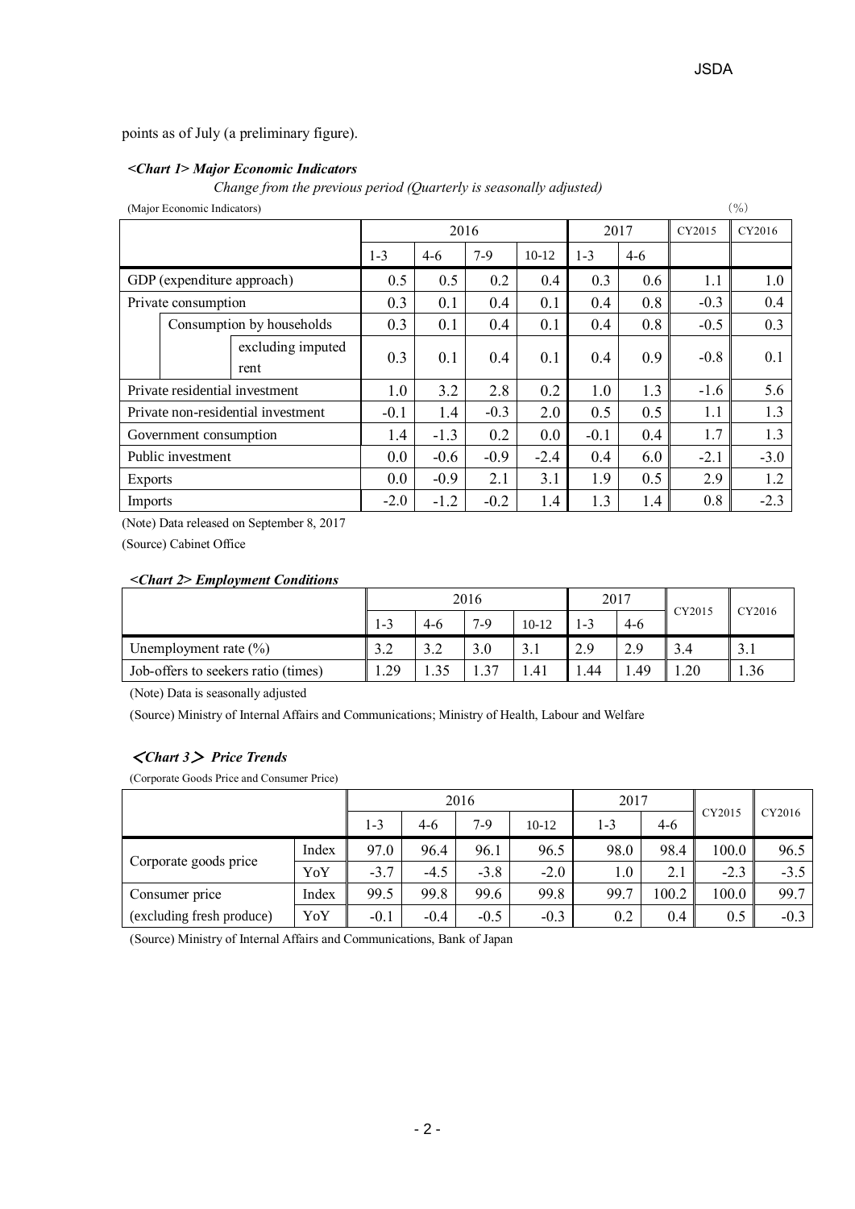points as of July (a preliminary figure).

***<Chart 1> Major Economic Indicators***

*Change from the previous period (Quarterly is seasonally adjusted)*

(Major Economic Indicators) (%)

| | | | 2016 | | | | 2017 | | CY2015 | CY2016 |
|---|---|---|---|---|---|---|---|---|---|---|
| | | | 1-3 | 4-6 | 7-9 | 10-12 | 1-3 | 4-6 | | |
| GDP (expenditure approach) | | | 0.5 | 0.5 | 0.2 | 0.4 | 0.3 | 0.6 | 1.1 | 1.0 |
| Private consumption | | | 0.3 | 0.1 | 0.4 | 0.1 | 0.4 | 0.8 | -0.3 | 0.4 |
| | Consumption by households | | 0.3 | 0.1 | 0.4 | 0.1 | 0.4 | 0.8 | -0.5 | 0.3 |
| | | excluding imputed rent | 0.3 | 0.1 | 0.4 | 0.1 | 0.4 | 0.9 | -0.8 | 0.1 |
| Private residential investment | | | 1.0 | 3.2 | 2.8 | 0.2 | 1.0 | 1.3 | -1.6 | 5.6 |
| Private non-residential investment | | | -0.1 | 1.4 | -0.3 | 2.0 | 0.5 | 0.5 | 1.1 | 1.3 |
| Government consumption | | | 1.4 | -1.3 | 0.2 | 0.0 | -0.1 | 0.4 | 1.7 | 1.3 |
| Public investment | | | 0.0 | -0.6 | -0.9 | -2.4 | 0.4 | 6.0 | -2.1 | -3.0 |
| Exports | | | 0.0 | -0.9 | 2.1 | 3.1 | 1.9 | 0.5 | 2.9 | 1.2 |
| Imports | | | -2.0 | -1.2 | -0.2 | 1.4 | 1.3 | 1.4 | 0.8 | -2.3 |

(Note) Data released on September 8, 2017

(Source) Cabinet Office

***<Chart 2> Employment Conditions***

| | 2016 | | | | 2017 | | CY2015 | CY2016 |
|---|---|---|---|---|---|---|---|---|
| | 1-3 | 4-6 | 7-9 | 10-12 | 1-3 | 4-6 | | |
| Unemployment rate (%) | 3.2 | 3.2 | 3.0 | 3.1 | 2.9 | 2.9 | 3.4 | 3.1 |
| Job-offers to seekers ratio (times) | 1.29 | 1.35 | 1.37 | 1.41 | 1.44 | 1.49 | 1.20 | 1.36 |

(Note) Data is seasonally adjusted

(Source) Ministry of Internal Affairs and Communications; Ministry of Health, Labour and Welfare

***<Chart 3> Price Trends***

(Corporate Goods Price and Consumer Price)

| | | 2016 | | | | 2017 | | CY2015 | CY2016 |
|---|---|---|---|---|---|---|---|---|---|
| | | 1-3 | 4-6 | 7-9 | 10-12 | 1-3 | 4-6 | | |
| Corporate goods price | Index | 97.0 | 96.4 | 96.1 | 96.5 | 98.0 | 98.4 | 100.0 | 96.5 |
| | YoY | -3.7 | -4.5 | -3.8 | -2.0 | 1.0 | 2.1 | -2.3 | -3.5 |
| Consumer price | Index | 99.5 | 99.8 | 99.6 | 99.8 | 99.7 | 100.2 | 100.0 | 99.7 |
| (excluding fresh produce) | YoY | -0.1 | -0.4 | -0.5 | -0.3 | 0.2 | 0.4 | 0.5 | -0.3 |

(Source) Ministry of Internal Affairs and Communications, Bank of Japan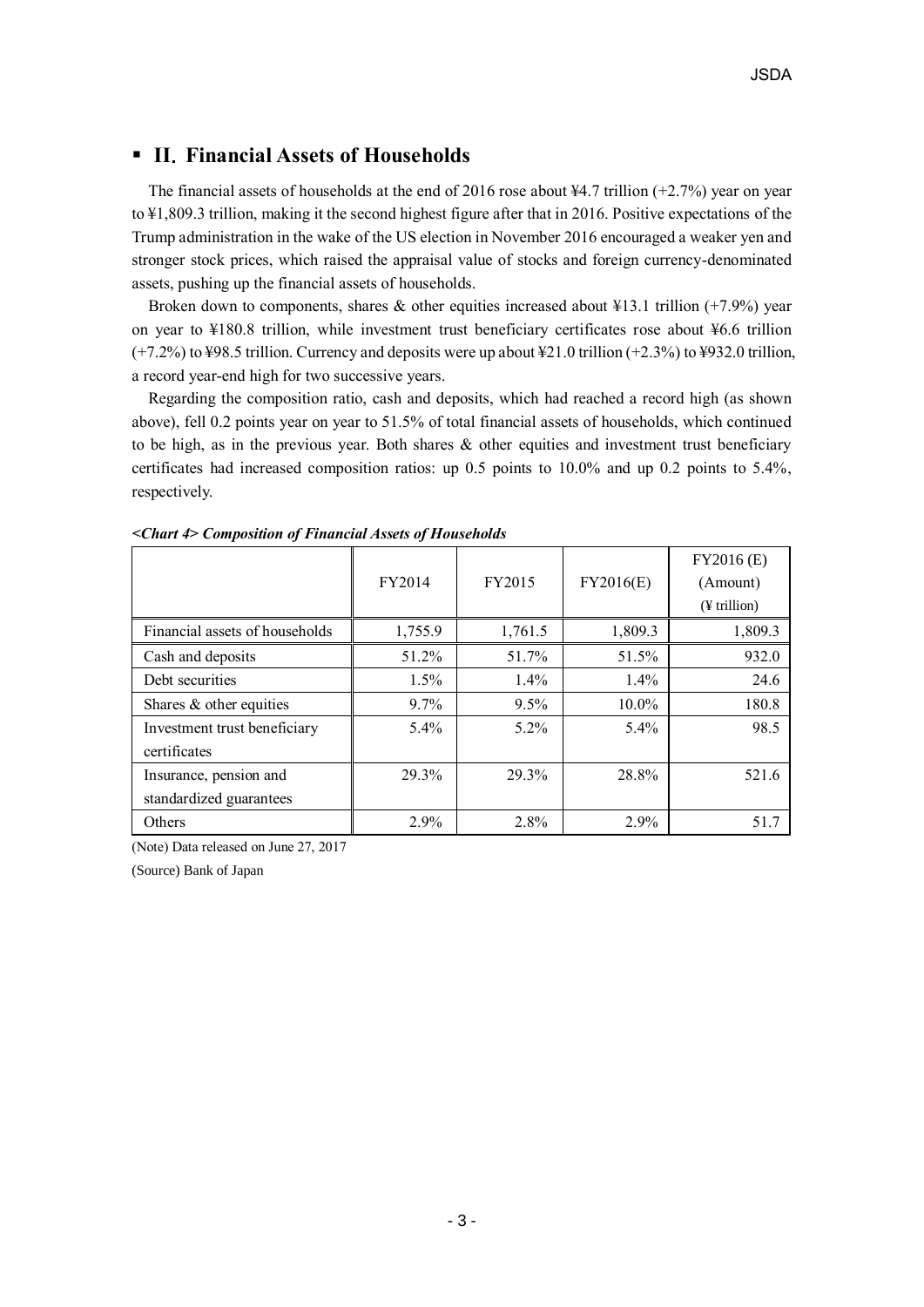## ▪ II. Financial Assets of Households

The financial assets of households at the end of 2016 rose about ¥4.7 trillion (+2.7%) year on year to ¥1,809.3 trillion, making it the second highest figure after that in 2016. Positive expectations of the Trump administration in the wake of the US election in November 2016 encouraged a weaker yen and stronger stock prices, which raised the appraisal value of stocks and foreign currency-denominated assets, pushing up the financial assets of households.

Broken down to components, shares & other equities increased about ¥13.1 trillion (+7.9%) year on year to ¥180.8 trillion, while investment trust beneficiary certificates rose about ¥6.6 trillion (+7.2%) to ¥98.5 trillion. Currency and deposits were up about ¥21.0 trillion (+2.3%) to ¥932.0 trillion, a record year-end high for two successive years.

Regarding the composition ratio, cash and deposits, which had reached a record high (as shown above), fell 0.2 points year on year to 51.5% of total financial assets of households, which continued to be high, as in the previous year. Both shares & other equities and investment trust beneficiary certificates had increased composition ratios: up 0.5 points to 10.0% and up 0.2 points to 5.4%, respectively.

***<Chart 4> Composition of Financial Assets of Households***

| | FY2014 | FY2015 | FY2016(E) | FY2016 (E) (Amount) (¥ trillion) |
|---|---|---|---|---|
| Financial assets of households | 1,755.9 | 1,761.5 | 1,809.3 | 1,809.3 |
| Cash and deposits | 51.2% | 51.7% | 51.5% | 932.0 |
| Debt securities | 1.5% | 1.4% | 1.4% | 24.6 |
| Shares & other equities | 9.7% | 9.5% | 10.0% | 180.8 |
| Investment trust beneficiary certificates | 5.4% | 5.2% | 5.4% | 98.5 |
| Insurance, pension and standardized guarantees | 29.3% | 29.3% | 28.8% | 521.6 |
| Others | 2.9% | 2.8% | 2.9% | 51.7 |

(Note) Data released on June 27, 2017

(Source) Bank of Japan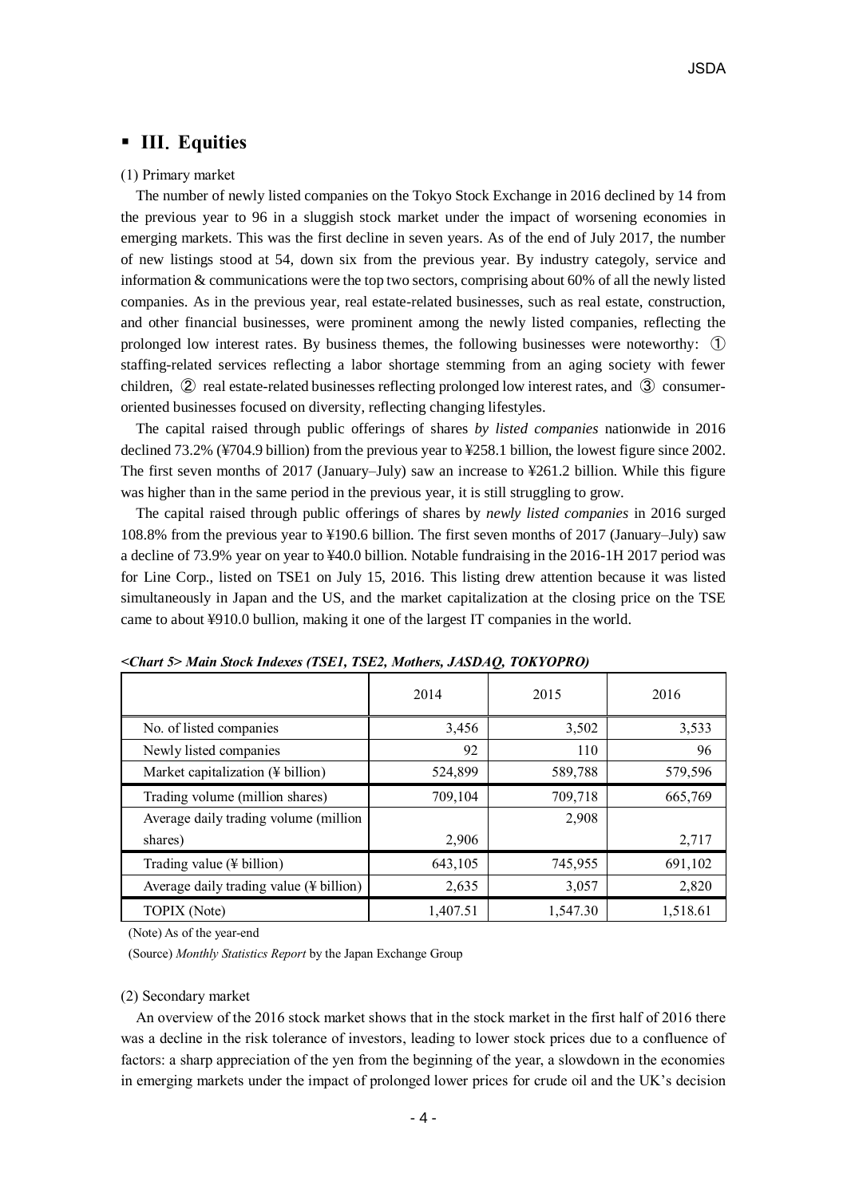## ▪ III. Equities

(1) Primary market

The number of newly listed companies on the Tokyo Stock Exchange in 2016 declined by 14 from the previous year to 96 in a sluggish stock market under the impact of worsening economies in emerging markets. This was the first decline in seven years. As of the end of July 2017, the number of new listings stood at 54, down six from the previous year. By industry categoly, service and information & communications were the top two sectors, comprising about 60% of all the newly listed companies. As in the previous year, real estate-related businesses, such as real estate, construction, and other financial businesses, were prominent among the newly listed companies, reflecting the prolonged low interest rates. By business themes, the following businesses were noteworthy: ① staffing-related services reflecting a labor shortage stemming from an aging society with fewer children, ② real estate-related businesses reflecting prolonged low interest rates, and ③ consumer-oriented businesses focused on diversity, reflecting changing lifestyles.

The capital raised through public offerings of shares *by listed companies* nationwide in 2016 declined 73.2% (¥704.9 billion) from the previous year to ¥258.1 billion, the lowest figure since 2002. The first seven months of 2017 (January–July) saw an increase to ¥261.2 billion. While this figure was higher than in the same period in the previous year, it is still struggling to grow.

The capital raised through public offerings of shares by *newly listed companies* in 2016 surged 108.8% from the previous year to ¥190.6 billion. The first seven months of 2017 (January–July) saw a decline of 73.9% year on year to ¥40.0 billion. Notable fundraising in the 2016-1H 2017 period was for Line Corp., listed on TSE1 on July 15, 2016. This listing drew attention because it was listed simultaneously in Japan and the US, and the market capitalization at the closing price on the TSE came to about ¥910.0 bullion, making it one of the largest IT companies in the world.

***<Chart 5> Main Stock Indexes (TSE1, TSE2, Mothers, JASDAQ, TOKYOPRO)***

| | 2014 | 2015 | 2016 |
|---|---|---|---|
| No. of listed companies | 3,456 | 3,502 | 3,533 |
| Newly listed companies | 92 | 110 | 96 |
| Market capitalization (¥ billion) | 524,899 | 589,788 | 579,596 |
| Trading volume (million shares) | 709,104 | 709,718 | 665,769 |
| Average daily trading volume (million shares) | 2,906 | 2,908 | 2,717 |
| Trading value (¥ billion) | 643,105 | 745,955 | 691,102 |
| Average daily trading value (¥ billion) | 2,635 | 3,057 | 2,820 |
| TOPIX (Note) | 1,407.51 | 1,547.30 | 1,518.61 |

(Note) As of the year-end

(Source) *Monthly Statistics Report* by the Japan Exchange Group

(2) Secondary market

An overview of the 2016 stock market shows that in the stock market in the first half of 2016 there was a decline in the risk tolerance of investors, leading to lower stock prices due to a confluence of factors: a sharp appreciation of the yen from the beginning of the year, a slowdown in the economies in emerging markets under the impact of prolonged lower prices for crude oil and the UK's decision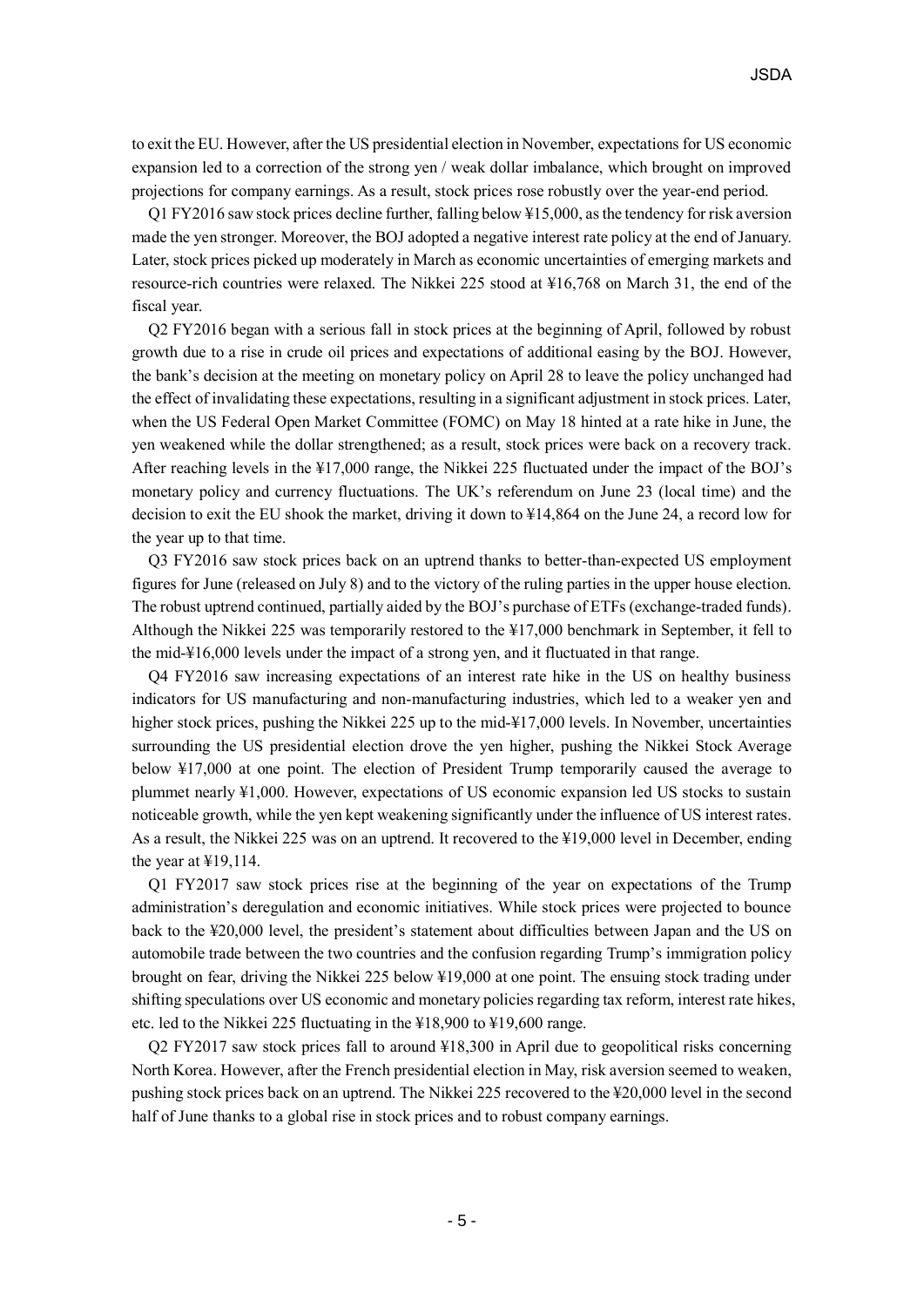to exit the EU. However, after the US presidential election in November, expectations for US economic expansion led to a correction of the strong yen / weak dollar imbalance, which brought on improved projections for company earnings. As a result, stock prices rose robustly over the year-end period.

Q1 FY2016 saw stock prices decline further, falling below ¥15,000, as the tendency for risk aversion made the yen stronger. Moreover, the BOJ adopted a negative interest rate policy at the end of January. Later, stock prices picked up moderately in March as economic uncertainties of emerging markets and resource-rich countries were relaxed. The Nikkei 225 stood at ¥16,768 on March 31, the end of the fiscal year.

Q2 FY2016 began with a serious fall in stock prices at the beginning of April, followed by robust growth due to a rise in crude oil prices and expectations of additional easing by the BOJ. However, the bank's decision at the meeting on monetary policy on April 28 to leave the policy unchanged had the effect of invalidating these expectations, resulting in a significant adjustment in stock prices. Later, when the US Federal Open Market Committee (FOMC) on May 18 hinted at a rate hike in June, the yen weakened while the dollar strengthened; as a result, stock prices were back on a recovery track. After reaching levels in the ¥17,000 range, the Nikkei 225 fluctuated under the impact of the BOJ's monetary policy and currency fluctuations. The UK's referendum on June 23 (local time) and the decision to exit the EU shook the market, driving it down to ¥14,864 on the June 24, a record low for the year up to that time.

Q3 FY2016 saw stock prices back on an uptrend thanks to better-than-expected US employment figures for June (released on July 8) and to the victory of the ruling parties in the upper house election. The robust uptrend continued, partially aided by the BOJ's purchase of ETFs (exchange-traded funds). Although the Nikkei 225 was temporarily restored to the ¥17,000 benchmark in September, it fell to the mid-¥16,000 levels under the impact of a strong yen, and it fluctuated in that range.

Q4 FY2016 saw increasing expectations of an interest rate hike in the US on healthy business indicators for US manufacturing and non-manufacturing industries, which led to a weaker yen and higher stock prices, pushing the Nikkei 225 up to the mid-¥17,000 levels. In November, uncertainties surrounding the US presidential election drove the yen higher, pushing the Nikkei Stock Average below ¥17,000 at one point. The election of President Trump temporarily caused the average to plummet nearly ¥1,000. However, expectations of US economic expansion led US stocks to sustain noticeable growth, while the yen kept weakening significantly under the influence of US interest rates. As a result, the Nikkei 225 was on an uptrend. It recovered to the ¥19,000 level in December, ending the year at ¥19,114.

Q1 FY2017 saw stock prices rise at the beginning of the year on expectations of the Trump administration's deregulation and economic initiatives. While stock prices were projected to bounce back to the ¥20,000 level, the president's statement about difficulties between Japan and the US on automobile trade between the two countries and the confusion regarding Trump's immigration policy brought on fear, driving the Nikkei 225 below ¥19,000 at one point. The ensuing stock trading under shifting speculations over US economic and monetary policies regarding tax reform, interest rate hikes, etc. led to the Nikkei 225 fluctuating in the ¥18,900 to ¥19,600 range.

Q2 FY2017 saw stock prices fall to around ¥18,300 in April due to geopolitical risks concerning North Korea. However, after the French presidential election in May, risk aversion seemed to weaken, pushing stock prices back on an uptrend. The Nikkei 225 recovered to the ¥20,000 level in the second half of June thanks to a global rise in stock prices and to robust company earnings.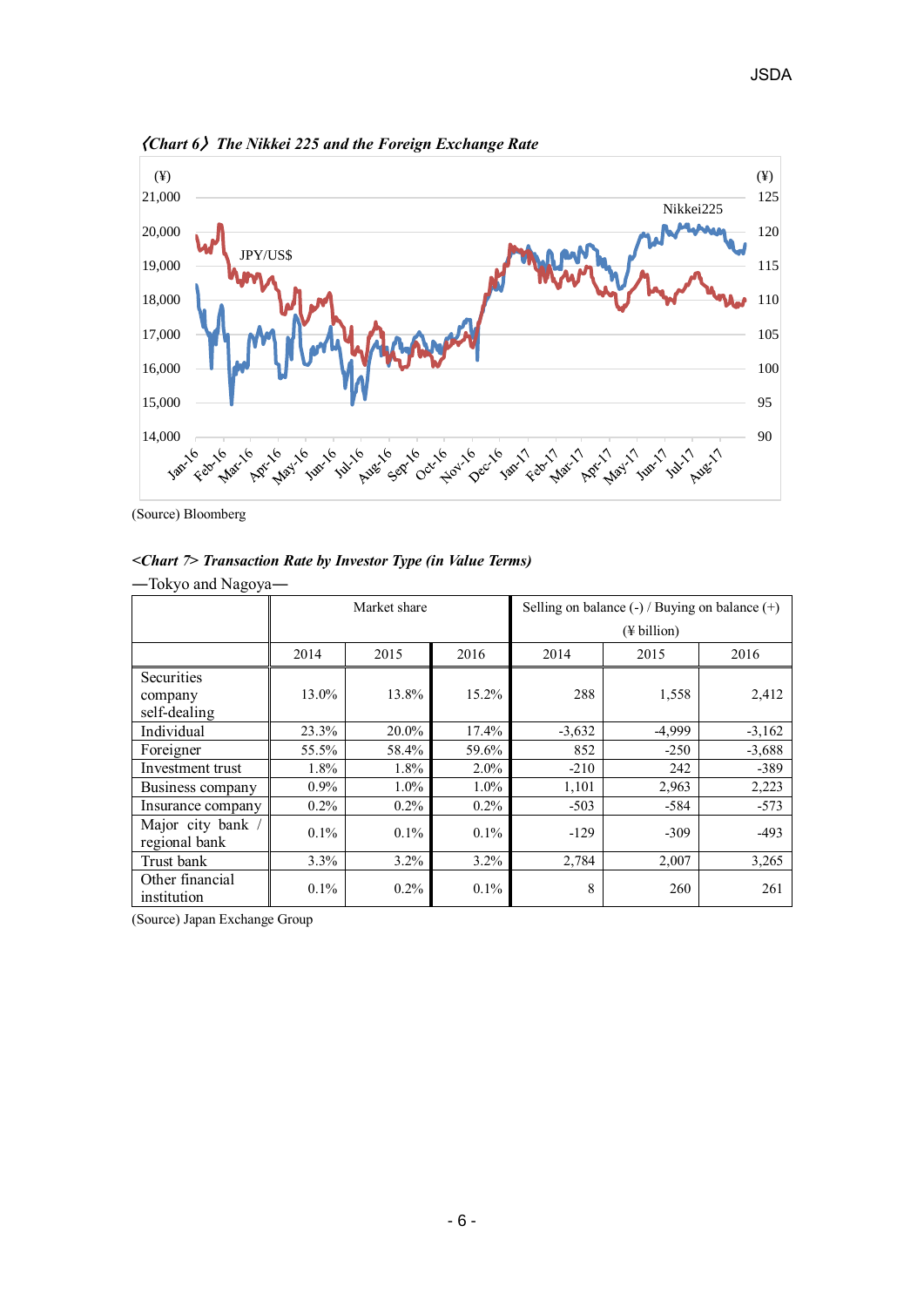《Chart 6》*The Nikkei 225 and the Foreign Exchange Rate*

(Source) Bloomberg

*<Chart 7> Transaction Rate by Investor Type (in Value Terms)*

—Tokyo and Nagoya—

| | Market share | | | Selling on balance (-) / Buying on balance (+) (¥ billion) | | |
|---|---|---|---|---|---|---|
| | 2014 | 2015 | 2016 | 2014 | 2015 | 2016 |
| Securities company self-dealing | 13.0% | 13.8% | 15.2% | 288 | 1,558 | 2,412 |
| Individual | 23.3% | 20.0% | 17.4% | -3,632 | -4,999 | -3,162 |
| Foreigner | 55.5% | 58.4% | 59.6% | 852 | -250 | -3,688 |
| Investment trust | 1.8% | 1.8% | 2.0% | -210 | 242 | -389 |
| Business company | 0.9% | 1.0% | 1.0% | 1,101 | 2,963 | 2,223 |
| Insurance company | 0.2% | 0.2% | 0.2% | -503 | -584 | -573 |
| Major city bank / regional bank | 0.1% | 0.1% | 0.1% | -129 | -309 | -493 |
| Trust bank | 3.3% | 3.2% | 3.2% | 2,784 | 2,007 | 3,265 |
| Other financial institution | 0.1% | 0.2% | 0.1% | 8 | 260 | 261 |

(Source) Japan Exchange Group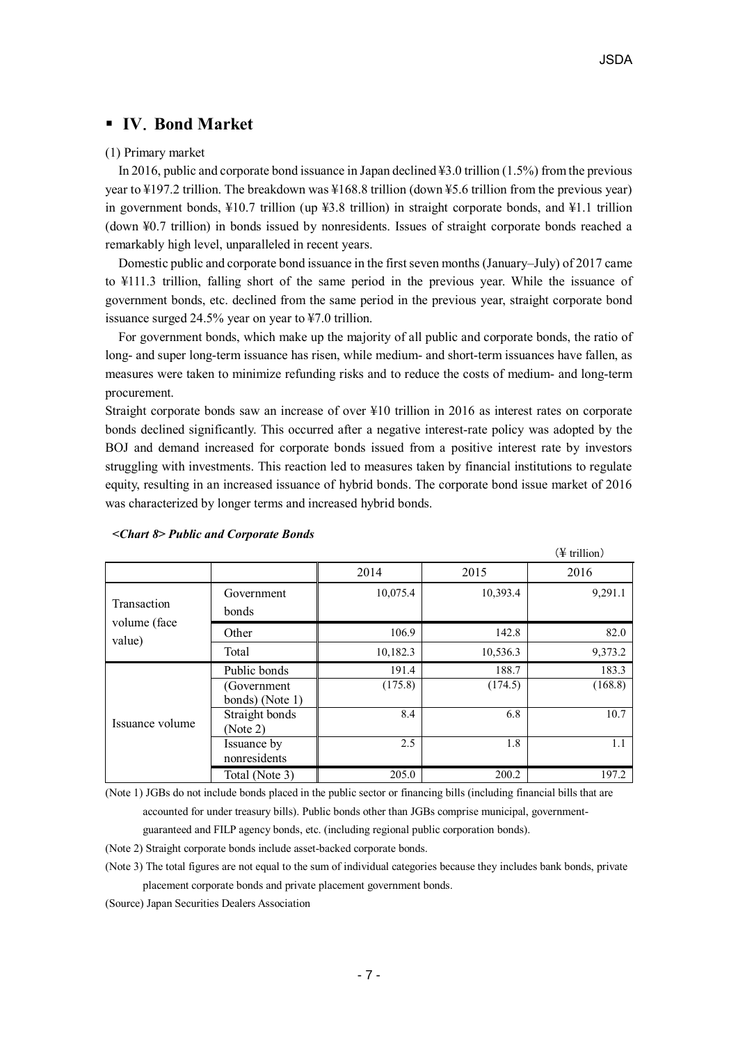## ▪ IV. Bond Market

(1) Primary market

In 2016, public and corporate bond issuance in Japan declined ¥3.0 trillion (1.5%) from the previous year to ¥197.2 trillion. The breakdown was ¥168.8 trillion (down ¥5.6 trillion from the previous year) in government bonds, ¥10.7 trillion (up ¥3.8 trillion) in straight corporate bonds, and ¥1.1 trillion (down ¥0.7 trillion) in bonds issued by nonresidents. Issues of straight corporate bonds reached a remarkably high level, unparalleled in recent years.

Domestic public and corporate bond issuance in the first seven months (January–July) of 2017 came to ¥111.3 trillion, falling short of the same period in the previous year. While the issuance of government bonds, etc. declined from the same period in the previous year, straight corporate bond issuance surged 24.5% year on year to ¥7.0 trillion.

For government bonds, which make up the majority of all public and corporate bonds, the ratio of long- and super long-term issuance has risen, while medium- and short-term issuances have fallen, as measures were taken to minimize refunding risks and to reduce the costs of medium- and long-term procurement.

Straight corporate bonds saw an increase of over ¥10 trillion in 2016 as interest rates on corporate bonds declined significantly. This occurred after a negative interest-rate policy was adopted by the BOJ and demand increased for corporate bonds issued from a positive interest rate by investors struggling with investments. This reaction led to measures taken by financial institutions to regulate equity, resulting in an increased issuance of hybrid bonds. The corporate bond issue market of 2016 was characterized by longer terms and increased hybrid bonds.

***<Chart 8> Public and Corporate Bonds***

(¥ trillion)

| | | 2014 | 2015 | 2016 |
|---|---|---|---|---|
| Transaction volume (face value) | Government bonds | 10,075.4 | 10,393.4 | 9,291.1 |
| | Other | 106.9 | 142.8 | 82.0 |
| | Total | 10,182.3 | 10,536.3 | 9,373.2 |
| Issuance volume | Public bonds | 191.4 | 188.7 | 183.3 |
| | (Government bonds) (Note 1) | (175.8) | (174.5) | (168.8) |
| | Straight bonds (Note 2) | 8.4 | 6.8 | 10.7 |
| | Issuance by nonresidents | 2.5 | 1.8 | 1.1 |
| | Total (Note 3) | 205.0 | 200.2 | 197.2 |

(Note 1) JGBs do not include bonds placed in the public sector or financing bills (including financial bills that are accounted for under treasury bills). Public bonds other than JGBs comprise municipal, government-guaranteed and FILP agency bonds, etc. (including regional public corporation bonds).

(Note 2) Straight corporate bonds include asset-backed corporate bonds.

(Note 3) The total figures are not equal to the sum of individual categories because they includes bank bonds, private placement corporate bonds and private placement government bonds.

(Source) Japan Securities Dealers Association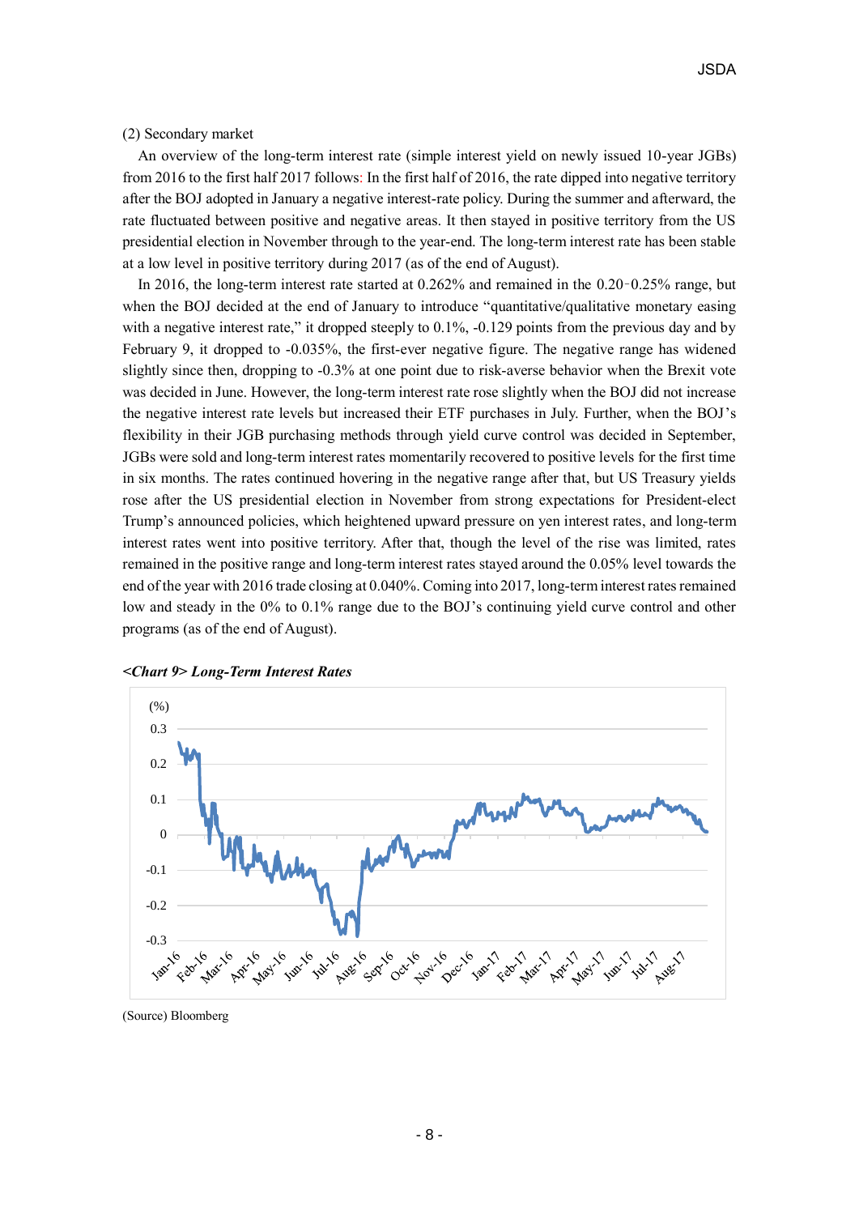(2) Secondary market

An overview of the long-term interest rate (simple interest yield on newly issued 10-year JGBs) from 2016 to the first half 2017 follows: In the first half of 2016, the rate dipped into negative territory after the BOJ adopted in January a negative interest-rate policy. During the summer and afterward, the rate fluctuated between positive and negative areas. It then stayed in positive territory from the US presidential election in November through to the year-end. The long-term interest rate has been stable at a low level in positive territory during 2017 (as of the end of August).

In 2016, the long-term interest rate started at 0.262% and remained in the 0.20‐0.25% range, but when the BOJ decided at the end of January to introduce "quantitative/qualitative monetary easing with a negative interest rate," it dropped steeply to 0.1%, -0.129 points from the previous day and by February 9, it dropped to -0.035%, the first-ever negative figure. The negative range has widened slightly since then, dropping to -0.3% at one point due to risk-averse behavior when the Brexit vote was decided in June. However, the long-term interest rate rose slightly when the BOJ did not increase the negative interest rate levels but increased their ETF purchases in July. Further, when the BOJ's flexibility in their JGB purchasing methods through yield curve control was decided in September, JGBs were sold and long-term interest rates momentarily recovered to positive levels for the first time in six months. The rates continued hovering in the negative range after that, but US Treasury yields rose after the US presidential election in November from strong expectations for President-elect Trump's announced policies, which heightened upward pressure on yen interest rates, and long-term interest rates went into positive territory. After that, though the level of the rise was limited, rates remained in the positive range and long-term interest rates stayed around the 0.05% level towards the end of the year with 2016 trade closing at 0.040%. Coming into 2017, long-term interest rates remained low and steady in the 0% to 0.1% range due to the BOJ's continuing yield curve control and other programs (as of the end of August).

***<Chart 9> Long-Term Interest Rates***

(Source) Bloomberg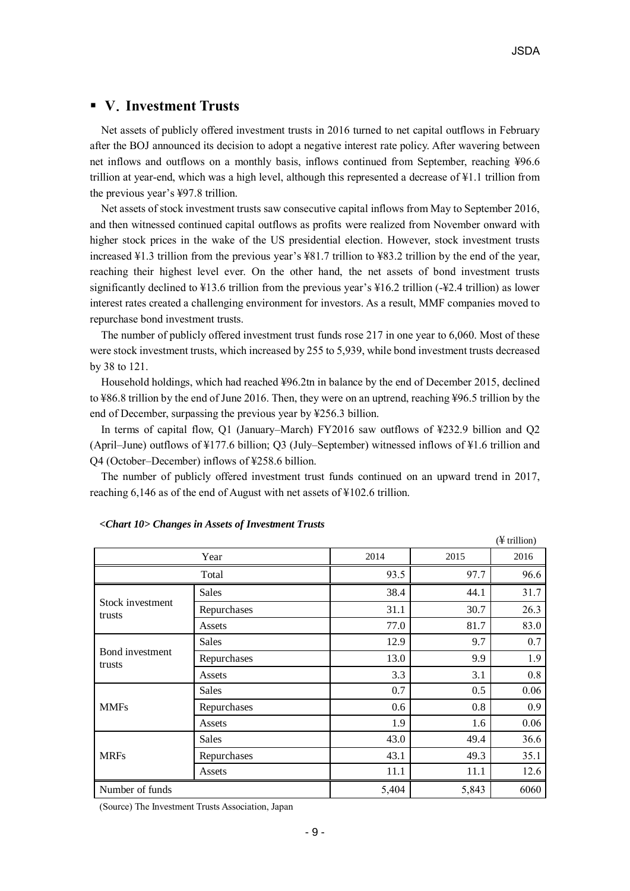## ▪ V. Investment Trusts

Net assets of publicly offered investment trusts in 2016 turned to net capital outflows in February after the BOJ announced its decision to adopt a negative interest rate policy. After wavering between net inflows and outflows on a monthly basis, inflows continued from September, reaching ¥96.6 trillion at year-end, which was a high level, although this represented a decrease of ¥1.1 trillion from the previous year's ¥97.8 trillion.

Net assets of stock investment trusts saw consecutive capital inflows from May to September 2016, and then witnessed continued capital outflows as profits were realized from November onward with higher stock prices in the wake of the US presidential election. However, stock investment trusts increased ¥1.3 trillion from the previous year's ¥81.7 trillion to ¥83.2 trillion by the end of the year, reaching their highest level ever. On the other hand, the net assets of bond investment trusts significantly declined to ¥13.6 trillion from the previous year's ¥16.2 trillion (-¥2.4 trillion) as lower interest rates created a challenging environment for investors. As a result, MMF companies moved to repurchase bond investment trusts.

The number of publicly offered investment trust funds rose 217 in one year to 6,060. Most of these were stock investment trusts, which increased by 255 to 5,939, while bond investment trusts decreased by 38 to 121.

Household holdings, which had reached ¥96.2tn in balance by the end of December 2015, declined to ¥86.8 trillion by the end of June 2016. Then, they were on an uptrend, reaching ¥96.5 trillion by the end of December, surpassing the previous year by ¥256.3 billion.

In terms of capital flow, Q1 (January–March) FY2016 saw outflows of ¥232.9 billion and Q2 (April–June) outflows of ¥177.6 billion; Q3 (July–September) witnessed inflows of ¥1.6 trillion and Q4 (October–December) inflows of ¥258.6 billion.

The number of publicly offered investment trust funds continued on an upward trend in 2017, reaching 6,146 as of the end of August with net assets of ¥102.6 trillion.

***<Chart 10> Changes in Assets of Investment Trusts***

(¥ trillion)

| Year | | 2014 | 2015 | 2016 |
|---|---|---|---|---|
| Total | | 93.5 | 97.7 | 96.6 |
| Stock investment trusts | Sales | 38.4 | 44.1 | 31.7 |
| | Repurchases | 31.1 | 30.7 | 26.3 |
| | Assets | 77.0 | 81.7 | 83.0 |
| Bond investment trusts | Sales | 12.9 | 9.7 | 0.7 |
| | Repurchases | 13.0 | 9.9 | 1.9 |
| | Assets | 3.3 | 3.1 | 0.8 |
| MMFs | Sales | 0.7 | 0.5 | 0.06 |
| | Repurchases | 0.6 | 0.8 | 0.9 |
| | Assets | 1.9 | 1.6 | 0.06 |
| MRFs | Sales | 43.0 | 49.4 | 36.6 |
| | Repurchases | 43.1 | 49.3 | 35.1 |
| | Assets | 11.1 | 11.1 | 12.6 |
| Number of funds | | 5,404 | 5,843 | 6060 |

(Source) The Investment Trusts Association, Japan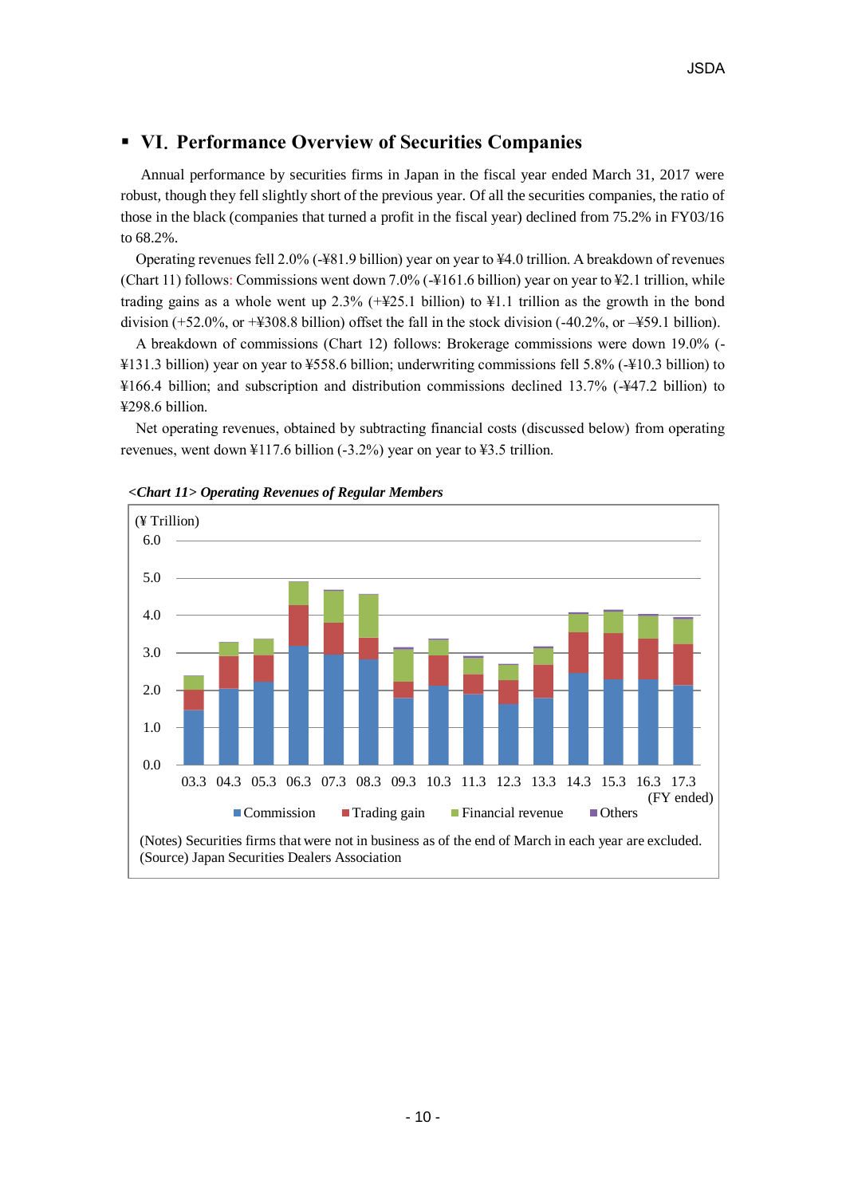## ▪ VI. Performance Overview of Securities Companies

Annual performance by securities firms in Japan in the fiscal year ended March 31, 2017 were robust, though they fell slightly short of the previous year. Of all the securities companies, the ratio of those in the black (companies that turned a profit in the fiscal year) declined from 75.2% in FY03/16 to 68.2%.

Operating revenues fell 2.0% (-¥81.9 billion) year on year to ¥4.0 trillion. A breakdown of revenues (Chart 11) follows: Commissions went down 7.0% (-¥161.6 billion) year on year to ¥2.1 trillion, while trading gains as a whole went up 2.3% (+¥25.1 billion) to ¥1.1 trillion as the growth in the bond division (+52.0%, or +¥308.8 billion) offset the fall in the stock division (-40.2%, or –¥59.1 billion).

A breakdown of commissions (Chart 12) follows: Brokerage commissions were down 19.0% (-¥131.3 billion) year on year to ¥558.6 billion; underwriting commissions fell 5.8% (-¥10.3 billion) to ¥166.4 billion; and subscription and distribution commissions declined 13.7% (-¥47.2 billion) to ¥298.6 billion.

Net operating revenues, obtained by subtracting financial costs (discussed below) from operating revenues, went down ¥117.6 billion (-3.2%) year on year to ¥3.5 trillion.

*<Chart 11> Operating Revenues of Regular Members*

(¥ Trillion)

(FY ended): 03.3, 04.3, 05.3, 06.3, 07.3, 08.3, 09.3, 10.3, 11.3, 12.3, 13.3, 14.3, 15.3, 16.3, 17.3

Commission / Trading gain / Financial revenue / Others

(Notes) Securities firms that were not in business as of the end of March in each year are excluded.
(Source) Japan Securities Dealers Association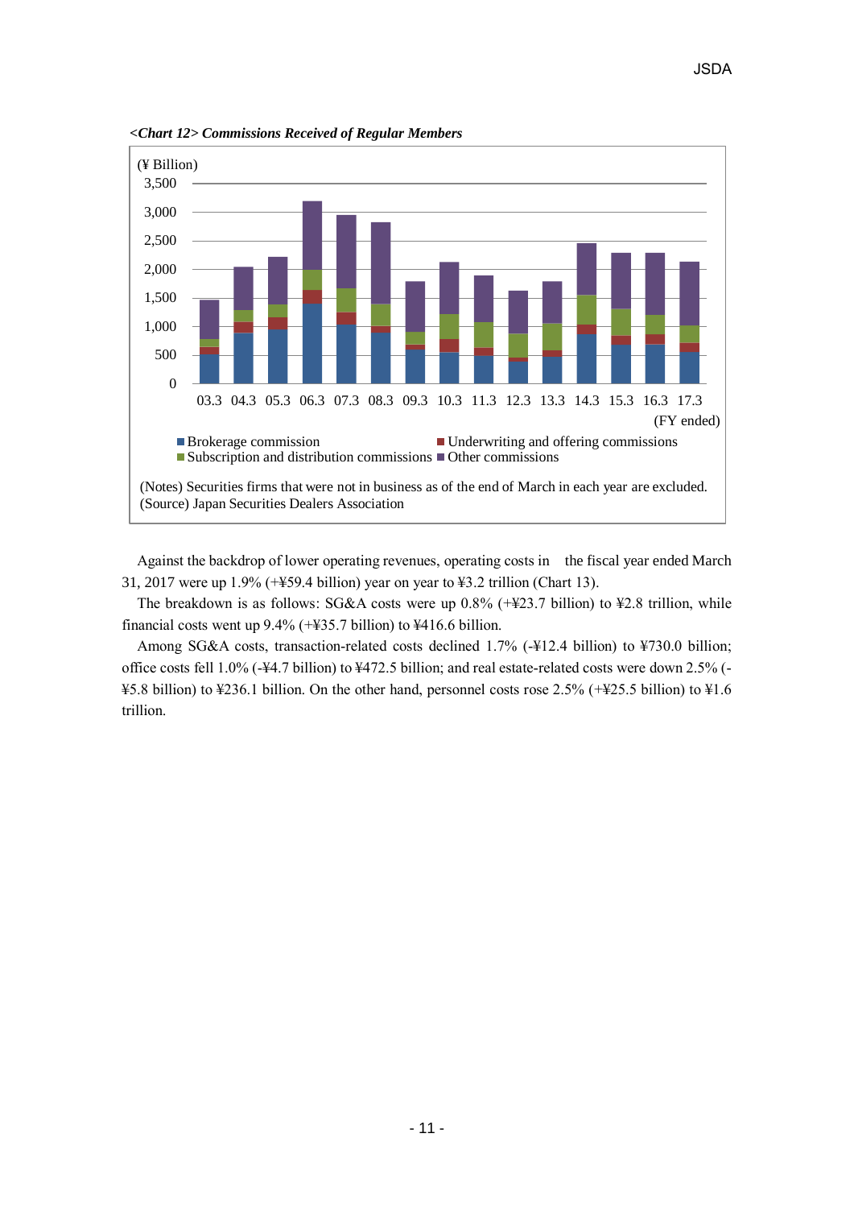*<Chart 12> Commissions Received of Regular Members*

(¥ Billion)

(FY ended)

■ Brokerage commission ■ Underwriting and offering commissions ■ Subscription and distribution commissions ■ Other commissions

(Notes) Securities firms that were not in business as of the end of March in each year are excluded.
(Source) Japan Securities Dealers Association

Against the backdrop of lower operating revenues, operating costs in the fiscal year ended March 31, 2017 were up 1.9% (+¥59.4 billion) year on year to ¥3.2 trillion (Chart 13).

The breakdown is as follows: SG&A costs were up 0.8% (+¥23.7 billion) to ¥2.8 trillion, while financial costs went up 9.4% (+¥35.7 billion) to ¥416.6 billion.

Among SG&A costs, transaction-related costs declined 1.7% (-¥12.4 billion) to ¥730.0 billion; office costs fell 1.0% (-¥4.7 billion) to ¥472.5 billion; and real estate-related costs were down 2.5% (-¥5.8 billion) to ¥236.1 billion. On the other hand, personnel costs rose 2.5% (+¥25.5 billion) to ¥1.6 trillion.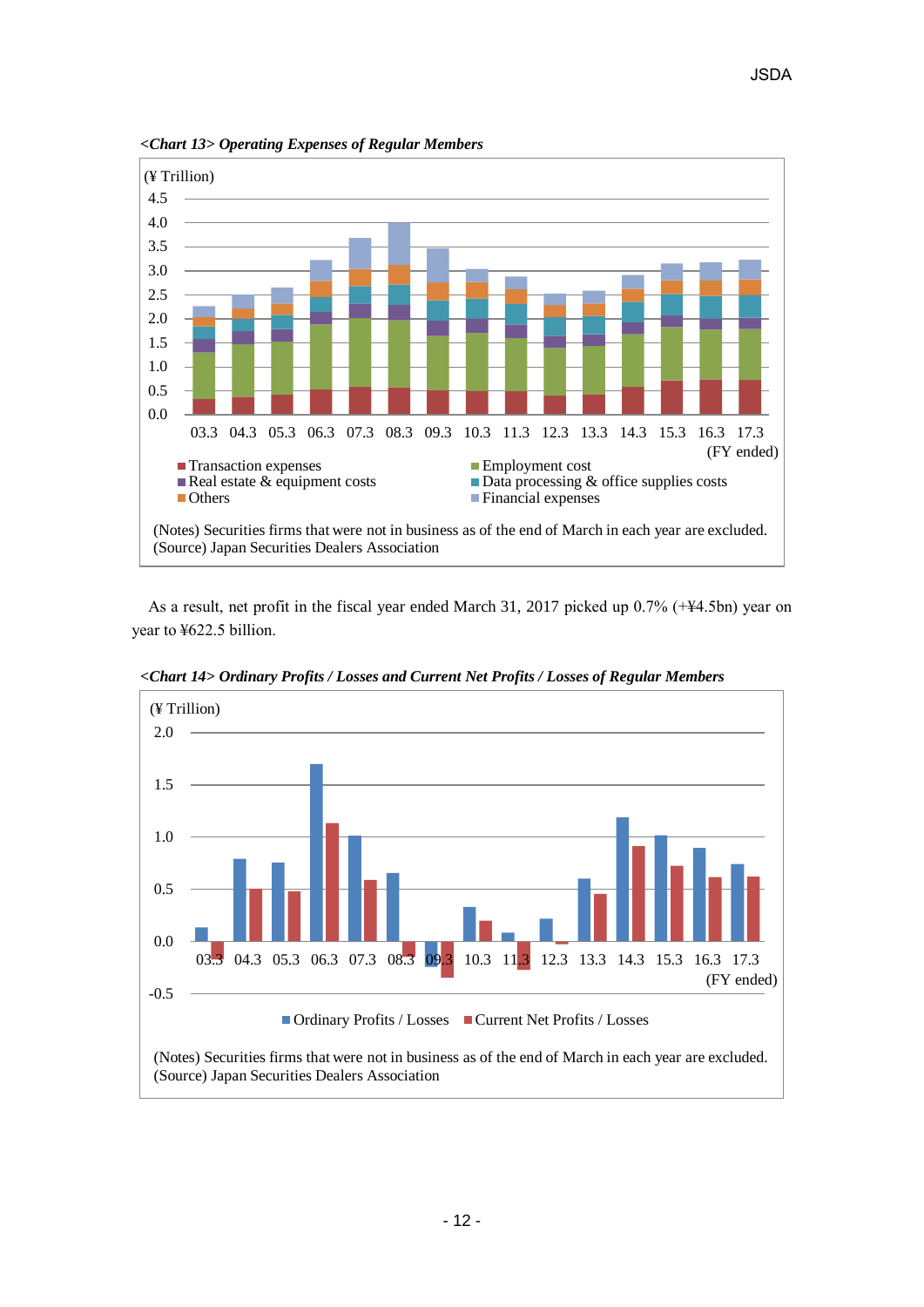*<Chart 13> Operating Expenses of Regular Members*

(¥ Trillion)

Legend: Transaction expenses; Employment cost; Real estate & equipment costs; Data processing & office supplies costs; Others; Financial expenses

(FY ended) 03.3, 04.3, 05.3, 06.3, 07.3, 08.3, 09.3, 10.3, 11.3, 12.3, 13.3, 14.3, 15.3, 16.3, 17.3

(Notes) Securities firms that were not in business as of the end of March in each year are excluded.
(Source) Japan Securities Dealers Association

As a result, net profit in the fiscal year ended March 31, 2017 picked up 0.7% (+¥4.5bn) year on year to ¥622.5 billion.

*<Chart 14> Ordinary Profits / Losses and Current Net Profits / Losses of Regular Members*

(¥ Trillion)

Legend: Ordinary Profits / Losses; Current Net Profits / Losses

(FY ended) 03.3, 04.3, 05.3, 06.3, 07.3, 08.3, 09.3, 10.3, 11.3, 12.3, 13.3, 14.3, 15.3, 16.3, 17.3

(Notes) Securities firms that were not in business as of the end of March in each year are excluded.
(Source) Japan Securities Dealers Association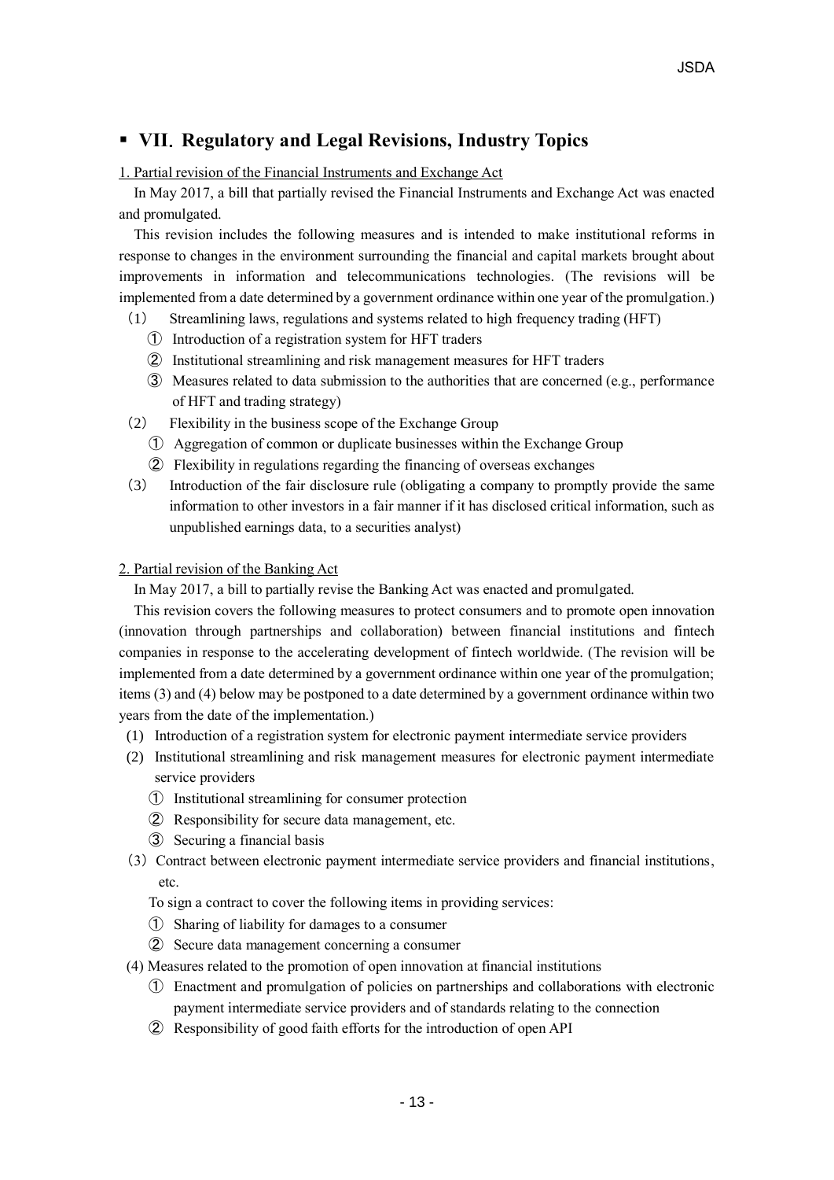## ▪ VII. Regulatory and Legal Revisions, Industry Topics

1. Partial revision of the Financial Instruments and Exchange Act

In May 2017, a bill that partially revised the Financial Instruments and Exchange Act was enacted and promulgated.

This revision includes the following measures and is intended to make institutional reforms in response to changes in the environment surrounding the financial and capital markets brought about improvements in information and telecommunications technologies. (The revisions will be implemented from a date determined by a government ordinance within one year of the promulgation.)

（1） Streamlining laws, regulations and systems related to high frequency trading (HFT)
   - ① Introduction of a registration system for HFT traders
   - ② Institutional streamlining and risk management measures for HFT traders
   - ③ Measures related to data submission to the authorities that are concerned (e.g., performance of HFT and trading strategy)

（2） Flexibility in the business scope of the Exchange Group
   - ① Aggregation of common or duplicate businesses within the Exchange Group
   - ② Flexibility in regulations regarding the financing of overseas exchanges

（3） Introduction of the fair disclosure rule (obligating a company to promptly provide the same information to other investors in a fair manner if it has disclosed critical information, such as unpublished earnings data, to a securities analyst)

2. Partial revision of the Banking Act

In May 2017, a bill to partially revise the Banking Act was enacted and promulgated.

This revision covers the following measures to protect consumers and to promote open innovation (innovation through partnerships and collaboration) between financial institutions and fintech companies in response to the accelerating development of fintech worldwide. (The revision will be implemented from a date determined by a government ordinance within one year of the promulgation; items (3) and (4) below may be postponed to a date determined by a government ordinance within two years from the date of the implementation.)

(1) Introduction of a registration system for electronic payment intermediate service providers

(2) Institutional streamlining and risk management measures for electronic payment intermediate service providers
   - ① Institutional streamlining for consumer protection
   - ② Responsibility for secure data management, etc.
   - ③ Securing a financial basis

（3）Contract between electronic payment intermediate service providers and financial institutions, etc.

   To sign a contract to cover the following items in providing services:
   - ① Sharing of liability for damages to a consumer
   - ② Secure data management concerning a consumer

(4) Measures related to the promotion of open innovation at financial institutions
   - ① Enactment and promulgation of policies on partnerships and collaborations with electronic payment intermediate service providers and of standards relating to the connection
   - ② Responsibility of good faith efforts for the introduction of open API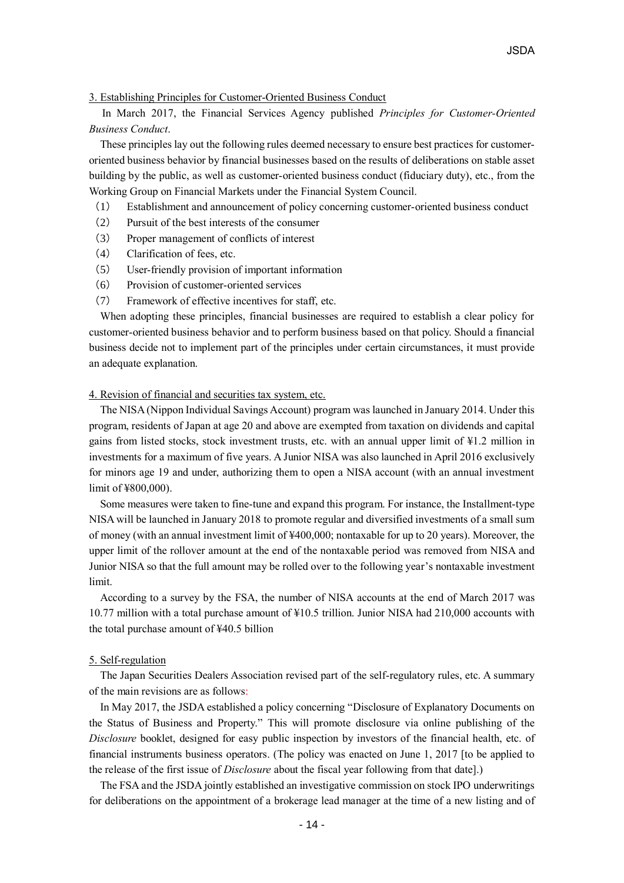3. Establishing Principles for Customer-Oriented Business Conduct

In March 2017, the Financial Services Agency published *Principles for Customer-Oriented Business Conduct*.

These principles lay out the following rules deemed necessary to ensure best practices for customer-oriented business behavior by financial businesses based on the results of deliberations on stable asset building by the public, as well as customer-oriented business conduct (fiduciary duty), etc., from the Working Group on Financial Markets under the Financial System Council.

（1） Establishment and announcement of policy concerning customer-oriented business conduct
（2） Pursuit of the best interests of the consumer
（3） Proper management of conflicts of interest
（4） Clarification of fees, etc.
（5） User-friendly provision of important information
（6） Provision of customer-oriented services
（7） Framework of effective incentives for staff, etc.

When adopting these principles, financial businesses are required to establish a clear policy for customer-oriented business behavior and to perform business based on that policy. Should a financial business decide not to implement part of the principles under certain circumstances, it must provide an adequate explanation.

4. Revision of financial and securities tax system, etc.

The NISA (Nippon Individual Savings Account) program was launched in January 2014. Under this program, residents of Japan at age 20 and above are exempted from taxation on dividends and capital gains from listed stocks, stock investment trusts, etc. with an annual upper limit of ¥1.2 million in investments for a maximum of five years. A Junior NISA was also launched in April 2016 exclusively for minors age 19 and under, authorizing them to open a NISA account (with an annual investment limit of ¥800,000).

Some measures were taken to fine-tune and expand this program. For instance, the Installment-type NISA will be launched in January 2018 to promote regular and diversified investments of a small sum of money (with an annual investment limit of ¥400,000; nontaxable for up to 20 years). Moreover, the upper limit of the rollover amount at the end of the nontaxable period was removed from NISA and Junior NISA so that the full amount may be rolled over to the following year's nontaxable investment limit.

According to a survey by the FSA, the number of NISA accounts at the end of March 2017 was 10.77 million with a total purchase amount of ¥10.5 trillion. Junior NISA had 210,000 accounts with the total purchase amount of ¥40.5 billion

5. Self-regulation

The Japan Securities Dealers Association revised part of the self-regulatory rules, etc. A summary of the main revisions are as follows:

In May 2017, the JSDA established a policy concerning "Disclosure of Explanatory Documents on the Status of Business and Property." This will promote disclosure via online publishing of the *Disclosure* booklet, designed for easy public inspection by investors of the financial health, etc. of financial instruments business operators. (The policy was enacted on June 1, 2017 [to be applied to the release of the first issue of *Disclosure* about the fiscal year following from that date].)

The FSA and the JSDA jointly established an investigative commission on stock IPO underwritings for deliberations on the appointment of a brokerage lead manager at the time of a new listing and of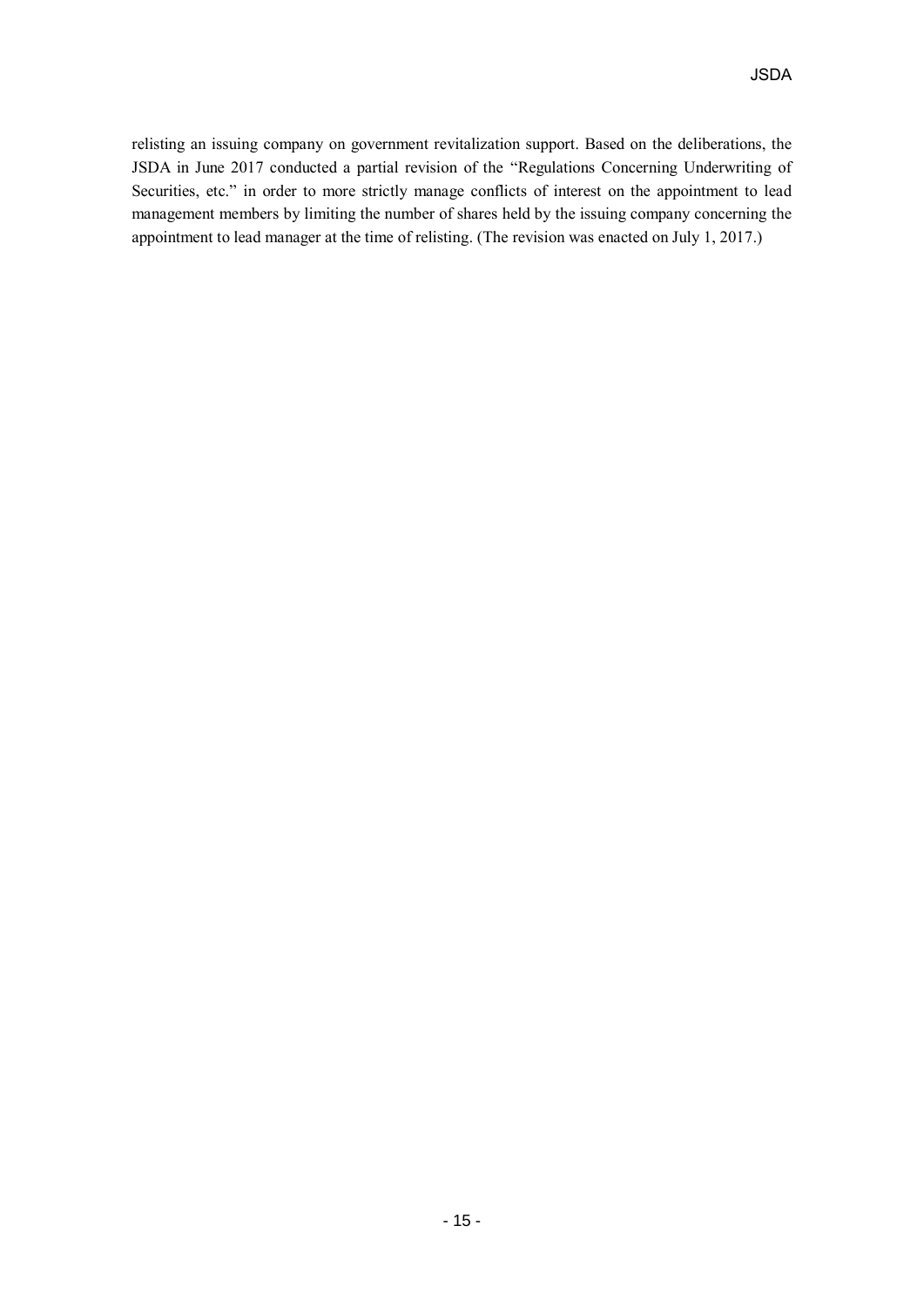relisting an issuing company on government revitalization support. Based on the deliberations, the JSDA in June 2017 conducted a partial revision of the "Regulations Concerning Underwriting of Securities, etc." in order to more strictly manage conflicts of interest on the appointment to lead management members by limiting the number of shares held by the issuing company concerning the appointment to lead manager at the time of relisting. (The revision was enacted on July 1, 2017.)